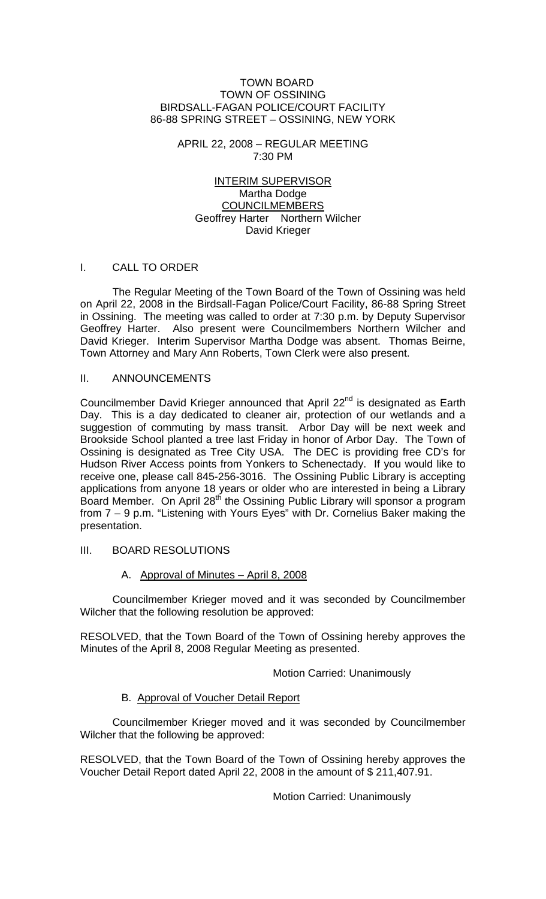TOWN BOARD
TOWN OF OSSINING
BIRDSALL-FAGAN POLICE/COURT FACILITY
86-88 SPRING STREET – OSSINING, NEW YORK

APRIL 22, 2008 – REGULAR MEETING
7:30 PM

INTERIM SUPERVISOR
Martha Dodge
COUNCILMEMBERS
Geoffrey Harter Northern Wilcher
David Krieger

## I. CALL TO ORDER

The Regular Meeting of the Town Board of the Town of Ossining was held on April 22, 2008 in the Birdsall-Fagan Police/Court Facility, 86-88 Spring Street in Ossining. The meeting was called to order at 7:30 p.m. by Deputy Supervisor Geoffrey Harter. Also present were Councilmembers Northern Wilcher and David Krieger. Interim Supervisor Martha Dodge was absent. Thomas Beirne, Town Attorney and Mary Ann Roberts, Town Clerk were also present.

## II. ANNOUNCEMENTS

Councilmember David Krieger announced that April 22nd is designated as Earth Day. This is a day dedicated to cleaner air, protection of our wetlands and a suggestion of commuting by mass transit. Arbor Day will be next week and Brookside School planted a tree last Friday in honor of Arbor Day. The Town of Ossining is designated as Tree City USA. The DEC is providing free CD's for Hudson River Access points from Yonkers to Schenectady. If you would like to receive one, please call 845-256-3016. The Ossining Public Library is accepting applications from anyone 18 years or older who are interested in being a Library Board Member. On April 28th the Ossining Public Library will sponsor a program from 7 – 9 p.m. "Listening with Yours Eyes" with Dr. Cornelius Baker making the presentation.

## III. BOARD RESOLUTIONS

### A. Approval of Minutes – April 8, 2008

Councilmember Krieger moved and it was seconded by Councilmember Wilcher that the following resolution be approved:

RESOLVED, that the Town Board of the Town of Ossining hereby approves the Minutes of the April 8, 2008 Regular Meeting as presented.

Motion Carried: Unanimously

### B. Approval of Voucher Detail Report

Councilmember Krieger moved and it was seconded by Councilmember Wilcher that the following be approved:

RESOLVED, that the Town Board of the Town of Ossining hereby approves the Voucher Detail Report dated April 22, 2008 in the amount of $ 211,407.91.

Motion Carried: Unanimously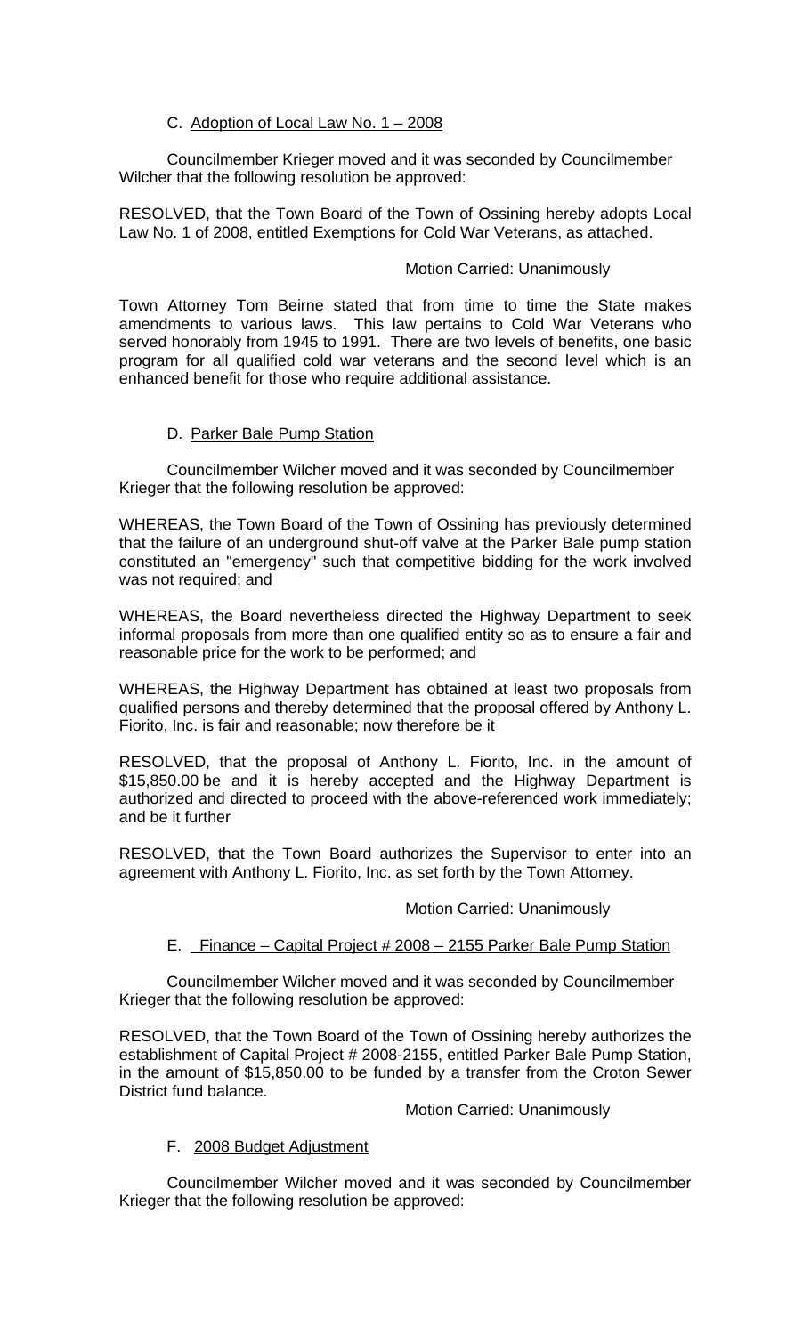C. <u>Adoption of Local Law No. 1 – 2008</u>

Councilmember Krieger moved and it was seconded by Councilmember Wilcher that the following resolution be approved:

RESOLVED, that the Town Board of the Town of Ossining hereby adopts Local Law No. 1 of 2008, entitled Exemptions for Cold War Veterans, as attached.

Motion Carried: Unanimously

Town Attorney Tom Beirne stated that from time to time the State makes amendments to various laws. This law pertains to Cold War Veterans who served honorably from 1945 to 1991. There are two levels of benefits, one basic program for all qualified cold war veterans and the second level which is an enhanced benefit for those who require additional assistance.

D. <u>Parker Bale Pump Station</u>

Councilmember Wilcher moved and it was seconded by Councilmember Krieger that the following resolution be approved:

WHEREAS, the Town Board of the Town of Ossining has previously determined that the failure of an underground shut-off valve at the Parker Bale pump station constituted an "emergency" such that competitive bidding for the work involved was not required; and

WHEREAS, the Board nevertheless directed the Highway Department to seek informal proposals from more than one qualified entity so as to ensure a fair and reasonable price for the work to be performed; and

WHEREAS, the Highway Department has obtained at least two proposals from qualified persons and thereby determined that the proposal offered by Anthony L. Fiorito, Inc. is fair and reasonable; now therefore be it

RESOLVED, that the proposal of Anthony L. Fiorito, Inc. in the amount of $15,850.00 be and it is hereby accepted and the Highway Department is authorized and directed to proceed with the above-referenced work immediately; and be it further

RESOLVED, that the Town Board authorizes the Supervisor to enter into an agreement with Anthony L. Fiorito, Inc. as set forth by the Town Attorney.

Motion Carried: Unanimously

E. <u>Finance – Capital Project # 2008 – 2155 Parker Bale Pump Station</u>

Councilmember Wilcher moved and it was seconded by Councilmember Krieger that the following resolution be approved:

RESOLVED, that the Town Board of the Town of Ossining hereby authorizes the establishment of Capital Project # 2008-2155, entitled Parker Bale Pump Station, in the amount of $15,850.00 to be funded by a transfer from the Croton Sewer District fund balance.

Motion Carried: Unanimously

F. <u>2008 Budget Adjustment</u>

Councilmember Wilcher moved and it was seconded by Councilmember Krieger that the following resolution be approved: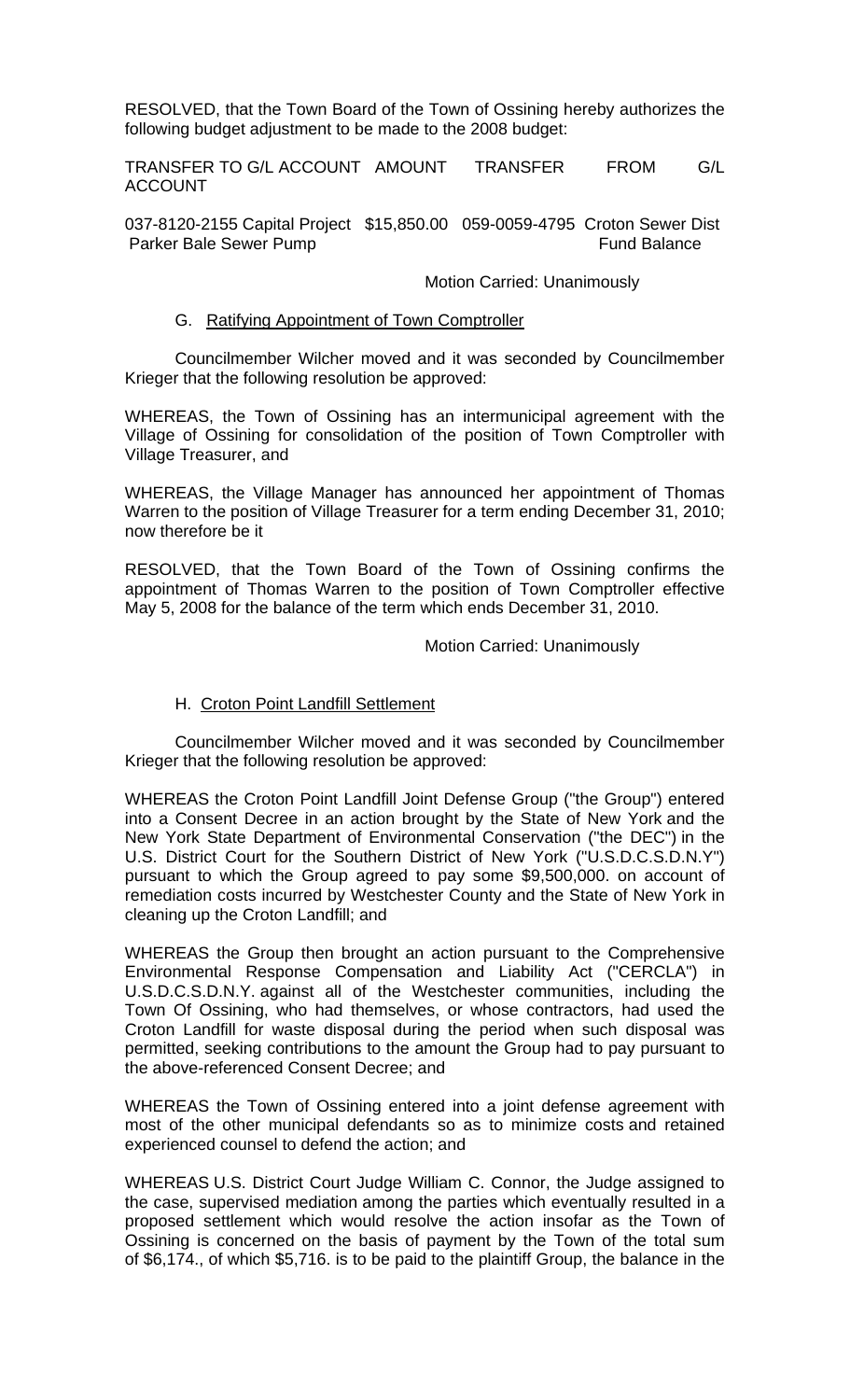RESOLVED, that the Town Board of the Town of Ossining hereby authorizes the following budget adjustment to be made to the 2008 budget:

| TRANSFER TO G/L ACCOUNT | AMOUNT | TRANSFER FROM G/L ACCOUNT |
|---|---|---|
| 037-8120-2155 Capital Project Parker Bale Sewer Pump | $15,850.00 | 059-0059-4795 Croton Sewer Dist Fund Balance |

Motion Carried: Unanimously

G. Ratifying Appointment of Town Comptroller

Councilmember Wilcher moved and it was seconded by Councilmember Krieger that the following resolution be approved:

WHEREAS, the Town of Ossining has an intermunicipal agreement with the Village of Ossining for consolidation of the position of Town Comptroller with Village Treasurer, and

WHEREAS, the Village Manager has announced her appointment of Thomas Warren to the position of Village Treasurer for a term ending December 31, 2010; now therefore be it

RESOLVED, that the Town Board of the Town of Ossining confirms the appointment of Thomas Warren to the position of Town Comptroller effective May 5, 2008 for the balance of the term which ends December 31, 2010.

Motion Carried: Unanimously

H. Croton Point Landfill Settlement

Councilmember Wilcher moved and it was seconded by Councilmember Krieger that the following resolution be approved:

WHEREAS the Croton Point Landfill Joint Defense Group ("the Group") entered into a Consent Decree in an action brought by the State of New York and the New York State Department of Environmental Conservation ("the DEC") in the U.S. District Court for the Southern District of New York ("U.S.D.C.S.D.N.Y") pursuant to which the Group agreed to pay some $9,500,000. on account of remediation costs incurred by Westchester County and the State of New York in cleaning up the Croton Landfill; and

WHEREAS the Group then brought an action pursuant to the Comprehensive Environmental Response Compensation and Liability Act ("CERCLA") in U.S.D.C.S.D.N.Y. against all of the Westchester communities, including the Town Of Ossining, who had themselves, or whose contractors, had used the Croton Landfill for waste disposal during the period when such disposal was permitted, seeking contributions to the amount the Group had to pay pursuant to the above-referenced Consent Decree; and

WHEREAS the Town of Ossining entered into a joint defense agreement with most of the other municipal defendants so as to minimize costs and retained experienced counsel to defend the action; and

WHEREAS U.S. District Court Judge William C. Connor, the Judge assigned to the case, supervised mediation among the parties which eventually resulted in a proposed settlement which would resolve the action insofar as the Town of Ossining is concerned on the basis of payment by the Town of the total sum of $6,174., of which $5,716. is to be paid to the plaintiff Group, the balance in the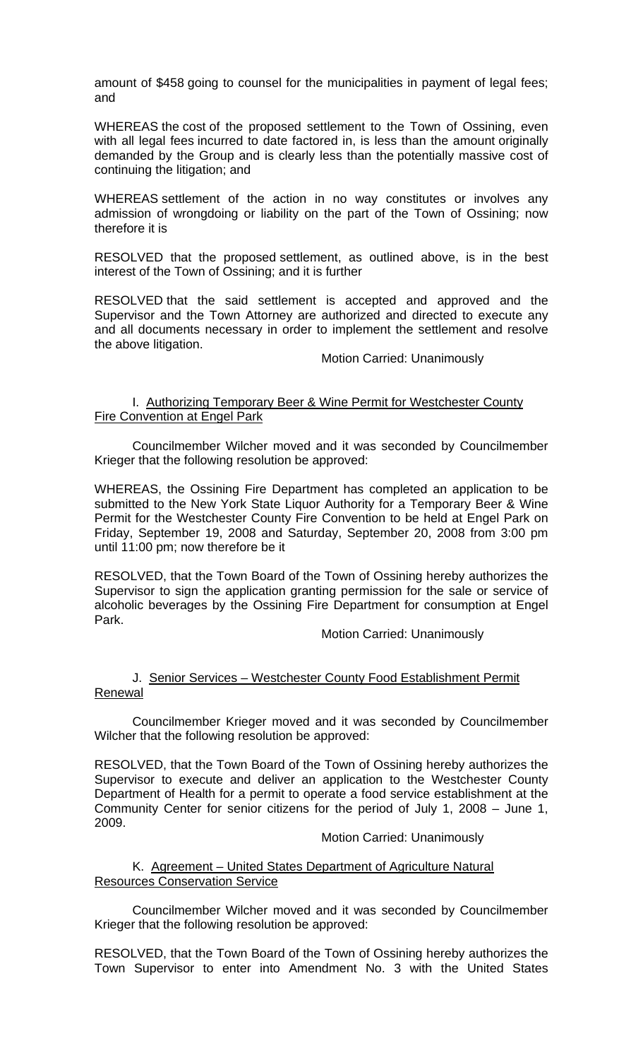amount of $458 going to counsel for the municipalities in payment of legal fees; and

WHEREAS the cost of the proposed settlement to the Town of Ossining, even with all legal fees incurred to date factored in, is less than the amount originally demanded by the Group and is clearly less than the potentially massive cost of continuing the litigation; and

WHEREAS settlement of the action in no way constitutes or involves any admission of wrongdoing or liability on the part of the Town of Ossining; now therefore it is

RESOLVED that the proposed settlement, as outlined above, is in the best interest of the Town of Ossining; and it is further

RESOLVED that the said settlement is accepted and approved and the Supervisor and the Town Attorney are authorized and directed to execute any and all documents necessary in order to implement the settlement and resolve the above litigation.

Motion Carried: Unanimously

I. Authorizing Temporary Beer & Wine Permit for Westchester County Fire Convention at Engel Park

Councilmember Wilcher moved and it was seconded by Councilmember Krieger that the following resolution be approved:

WHEREAS, the Ossining Fire Department has completed an application to be submitted to the New York State Liquor Authority for a Temporary Beer & Wine Permit for the Westchester County Fire Convention to be held at Engel Park on Friday, September 19, 2008 and Saturday, September 20, 2008 from 3:00 pm until 11:00 pm; now therefore be it

RESOLVED, that the Town Board of the Town of Ossining hereby authorizes the Supervisor to sign the application granting permission for the sale or service of alcoholic beverages by the Ossining Fire Department for consumption at Engel Park.

Motion Carried: Unanimously

J. Senior Services – Westchester County Food Establishment Permit Renewal

Councilmember Krieger moved and it was seconded by Councilmember Wilcher that the following resolution be approved:

RESOLVED, that the Town Board of the Town of Ossining hereby authorizes the Supervisor to execute and deliver an application to the Westchester County Department of Health for a permit to operate a food service establishment at the Community Center for senior citizens for the period of July 1, 2008 – June 1, 2009.

Motion Carried: Unanimously

K. Agreement – United States Department of Agriculture Natural Resources Conservation Service

Councilmember Wilcher moved and it was seconded by Councilmember Krieger that the following resolution be approved:

RESOLVED, that the Town Board of the Town of Ossining hereby authorizes the Town Supervisor to enter into Amendment No. 3 with the United States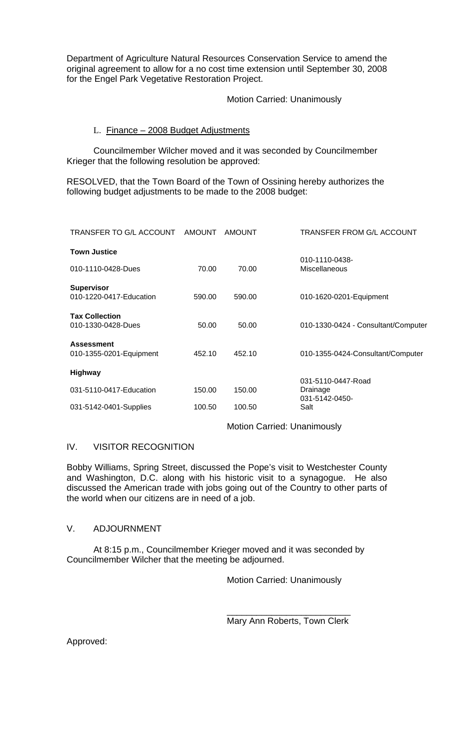Department of Agriculture Natural Resources Conservation Service to amend the original agreement to allow for a no cost time extension until September 30, 2008 for the Engel Park Vegetative Restoration Project.

Motion Carried: Unanimously

L. Finance – 2008 Budget Adjustments

Councilmember Wilcher moved and it was seconded by Councilmember Krieger that the following resolution be approved:

RESOLVED, that the Town Board of the Town of Ossining hereby authorizes the following budget adjustments to be made to the 2008 budget:

| TRANSFER TO G/L ACCOUNT | AMOUNT | AMOUNT | TRANSFER FROM G/L ACCOUNT |
|---|---|---|---|
| **Town Justice** | | | |
| 010-1110-0428-Dues | 70.00 | 70.00 | 010-1110-0438-Miscellaneous |
| **Supervisor** | | | |
| 010-1220-0417-Education | 590.00 | 590.00 | 010-1620-0201-Equipment |
| **Tax Collection** | | | |
| 010-1330-0428-Dues | 50.00 | 50.00 | 010-1330-0424 - Consultant/Computer |
| **Assessment** | | | |
| 010-1355-0201-Equipment | 452.10 | 452.10 | 010-1355-0424-Consultant/Computer |
| **Highway** | | | |
| 031-5110-0417-Education | 150.00 | 150.00 | 031-5110-0447-Road Drainage |
| 031-5142-0401-Supplies | 100.50 | 100.50 | 031-5142-0450-Salt |

Motion Carried: Unanimously

## IV. VISITOR RECOGNITION

Bobby Williams, Spring Street, discussed the Pope's visit to Westchester County and Washington, D.C. along with his historic visit to a synagogue. He also discussed the American trade with jobs going out of the Country to other parts of the world when our citizens are in need of a job.

## V. ADJOURNMENT

At 8:15 p.m., Councilmember Krieger moved and it was seconded by Councilmember Wilcher that the meeting be adjourned.

Motion Carried: Unanimously

\_\_\_\_\_\_\_\_\_\_\_\_\_\_\_\_\_\_\_\_\_\_\_\_\_\_

Mary Ann Roberts, Town Clerk

Approved: